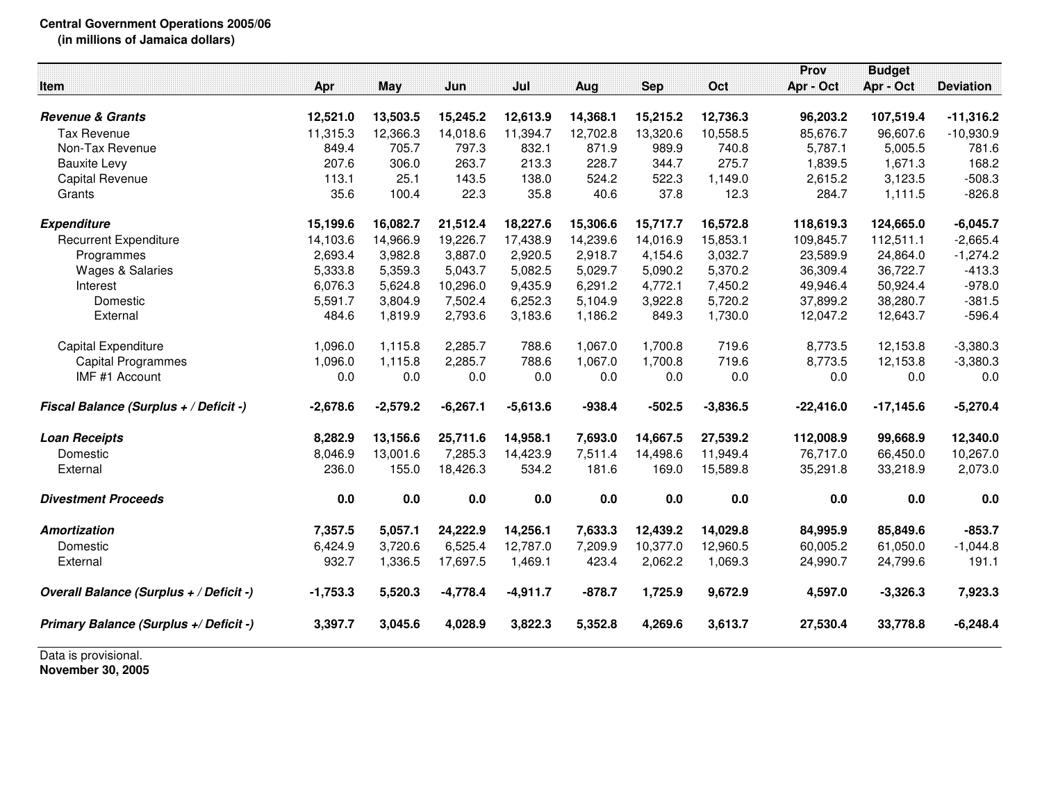**Central Government Operations 2005/06**
**(in millions of Jamaica dollars)**

| Item | Apr | May | Jun | Jul | Aug | Sep | Oct | Prov Apr - Oct | Budget Apr - Oct | Deviation |
|---|---|---|---|---|---|---|---|---|---|---|
| ***Revenue & Grants*** | **12,521.0** | **13,503.5** | **15,245.2** | **12,613.9** | **14,368.1** | **15,215.2** | **12,736.3** | **96,203.2** | **107,519.4** | **-11,316.2** |
| Tax Revenue | 11,315.3 | 12,366.3 | 14,018.6 | 11,394.7 | 12,702.8 | 13,320.6 | 10,558.5 | 85,676.7 | 96,607.6 | -10,930.9 |
| Non-Tax Revenue | 849.4 | 705.7 | 797.3 | 832.1 | 871.9 | 989.9 | 740.8 | 5,787.1 | 5,005.5 | 781.6 |
| Bauxite Levy | 207.6 | 306.0 | 263.7 | 213.3 | 228.7 | 344.7 | 275.7 | 1,839.5 | 1,671.3 | 168.2 |
| Capital Revenue | 113.1 | 25.1 | 143.5 | 138.0 | 524.2 | 522.3 | 1,149.0 | 2,615.2 | 3,123.5 | -508.3 |
| Grants | 35.6 | 100.4 | 22.3 | 35.8 | 40.6 | 37.8 | 12.3 | 284.7 | 1,111.5 | -826.8 |
| ***Expenditure*** | **15,199.6** | **16,082.7** | **21,512.4** | **18,227.6** | **15,306.6** | **15,717.7** | **16,572.8** | **118,619.3** | **124,665.0** | **-6,045.7** |
| Recurrent Expenditure | 14,103.6 | 14,966.9 | 19,226.7 | 17,438.9 | 14,239.6 | 14,016.9 | 15,853.1 | 109,845.7 | 112,511.1 | -2,665.4 |
| Programmes | 2,693.4 | 3,982.8 | 3,887.0 | 2,920.5 | 2,918.7 | 4,154.6 | 3,032.7 | 23,589.9 | 24,864.0 | -1,274.2 |
| Wages & Salaries | 5,333.8 | 5,359.3 | 5,043.7 | 5,082.5 | 5,029.7 | 5,090.2 | 5,370.2 | 36,309.4 | 36,722.7 | -413.3 |
| Interest | 6,076.3 | 5,624.8 | 10,296.0 | 9,435.9 | 6,291.2 | 4,772.1 | 7,450.2 | 49,946.4 | 50,924.4 | -978.0 |
| Domestic | 5,591.7 | 3,804.9 | 7,502.4 | 6,252.3 | 5,104.9 | 3,922.8 | 5,720.2 | 37,899.2 | 38,280.7 | -381.5 |
| External | 484.6 | 1,819.9 | 2,793.6 | 3,183.6 | 1,186.2 | 849.3 | 1,730.0 | 12,047.2 | 12,643.7 | -596.4 |
| Capital Expenditure | 1,096.0 | 1,115.8 | 2,285.7 | 788.6 | 1,067.0 | 1,700.8 | 719.6 | 8,773.5 | 12,153.8 | -3,380.3 |
| Capital Programmes | 1,096.0 | 1,115.8 | 2,285.7 | 788.6 | 1,067.0 | 1,700.8 | 719.6 | 8,773.5 | 12,153.8 | -3,380.3 |
| IMF #1 Account | 0.0 | 0.0 | 0.0 | 0.0 | 0.0 | 0.0 | 0.0 | 0.0 | 0.0 | 0.0 |
| ***Fiscal Balance (Surplus + / Deficit -)*** | **-2,678.6** | **-2,579.2** | **-6,267.1** | **-5,613.6** | **-938.4** | **-502.5** | **-3,836.5** | **-22,416.0** | **-17,145.6** | **-5,270.4** |
| ***Loan Receipts*** | **8,282.9** | **13,156.6** | **25,711.6** | **14,958.1** | **7,693.0** | **14,667.5** | **27,539.2** | **112,008.9** | **99,668.9** | **12,340.0** |
| Domestic | 8,046.9 | 13,001.6 | 7,285.3 | 14,423.9 | 7,511.4 | 14,498.6 | 11,949.4 | 76,717.0 | 66,450.0 | 10,267.0 |
| External | 236.0 | 155.0 | 18,426.3 | 534.2 | 181.6 | 169.0 | 15,589.8 | 35,291.8 | 33,218.9 | 2,073.0 |
| ***Divestment Proceeds*** | **0.0** | **0.0** | **0.0** | **0.0** | **0.0** | **0.0** | **0.0** | **0.0** | **0.0** | **0.0** |
| ***Amortization*** | **7,357.5** | **5,057.1** | **24,222.9** | **14,256.1** | **7,633.3** | **12,439.2** | **14,029.8** | **84,995.9** | **85,849.6** | **-853.7** |
| Domestic | 6,424.9 | 3,720.6 | 6,525.4 | 12,787.0 | 7,209.9 | 10,377.0 | 12,960.5 | 60,005.2 | 61,050.0 | -1,044.8 |
| External | 932.7 | 1,336.5 | 17,697.5 | 1,469.1 | 423.4 | 2,062.2 | 1,069.3 | 24,990.7 | 24,799.6 | 191.1 |
| ***Overall Balance (Surplus + / Deficit -)*** | **-1,753.3** | **5,520.3** | **-4,778.4** | **-4,911.7** | **-878.7** | **1,725.9** | **9,672.9** | **4,597.0** | **-3,326.3** | **7,923.3** |
| ***Primary Balance (Surplus +/ Deficit -)*** | **3,397.7** | **3,045.6** | **4,028.9** | **3,822.3** | **5,352.8** | **4,269.6** | **3,613.7** | **27,530.4** | **33,778.8** | **-6,248.4** |

Data is provisional.

**November 30, 2005**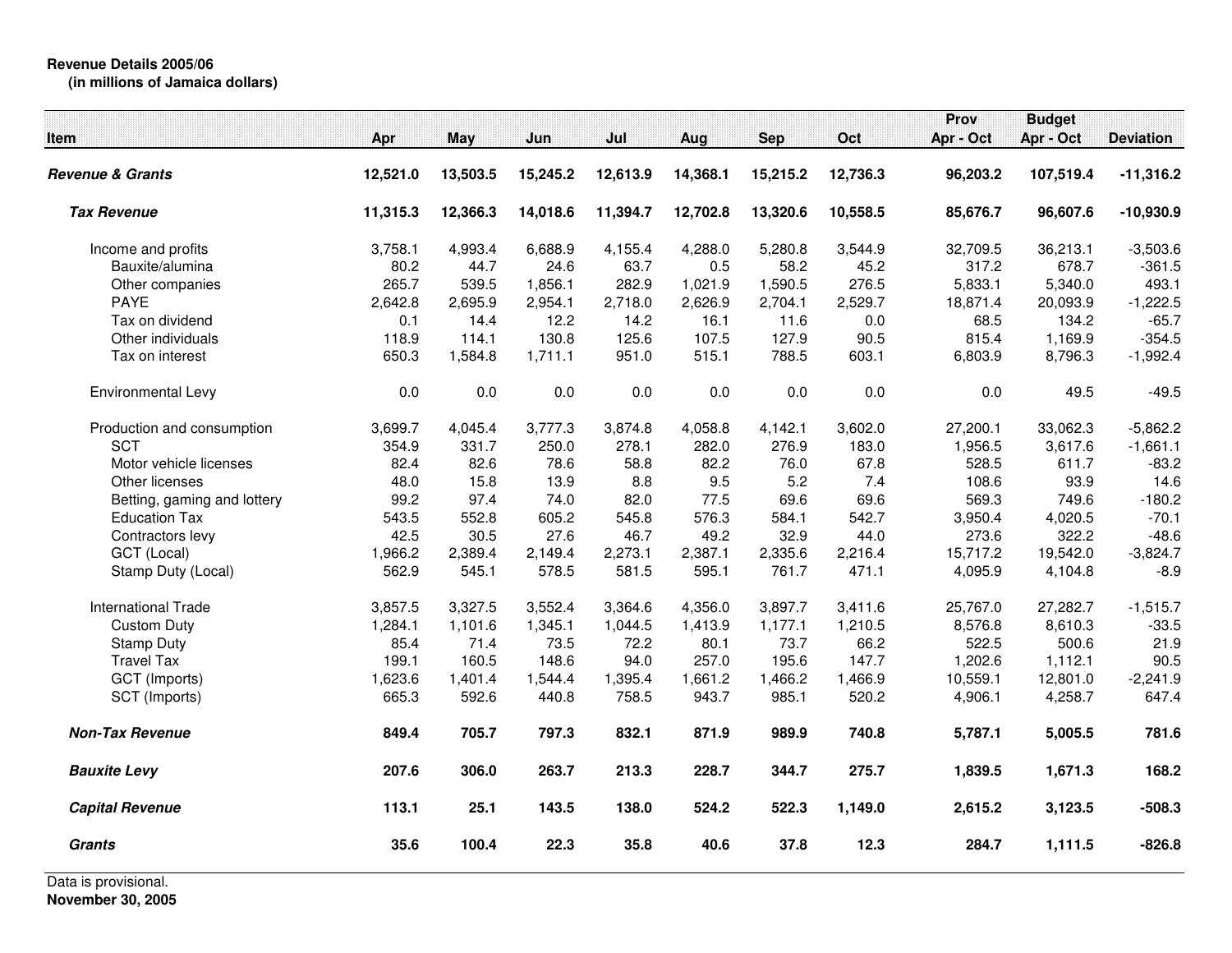**Revenue Details 2005/06**
**(in millions of Jamaica dollars)**

| Item | Apr | May | Jun | Jul | Aug | Sep | Oct | Prov Apr - Oct | Budget Apr - Oct | Deviation |
|---|---|---|---|---|---|---|---|---|---|---|
| ***Revenue & Grants*** | **12,521.0** | **13,503.5** | **15,245.2** | **12,613.9** | **14,368.1** | **15,215.2** | **12,736.3** | **96,203.2** | **107,519.4** | **-11,316.2** |
| ***Tax Revenue*** | **11,315.3** | **12,366.3** | **14,018.6** | **11,394.7** | **12,702.8** | **13,320.6** | **10,558.5** | **85,676.7** | **96,607.6** | **-10,930.9** |
| Income and profits | 3,758.1 | 4,993.4 | 6,688.9 | 4,155.4 | 4,288.0 | 5,280.8 | 3,544.9 | 32,709.5 | 36,213.1 | -3,503.6 |
| Bauxite/alumina | 80.2 | 44.7 | 24.6 | 63.7 | 0.5 | 58.2 | 45.2 | 317.2 | 678.7 | -361.5 |
| Other companies | 265.7 | 539.5 | 1,856.1 | 282.9 | 1,021.9 | 1,590.5 | 276.5 | 5,833.1 | 5,340.0 | 493.1 |
| PAYE | 2,642.8 | 2,695.9 | 2,954.1 | 2,718.0 | 2,626.9 | 2,704.1 | 2,529.7 | 18,871.4 | 20,093.9 | -1,222.5 |
| Tax on dividend | 0.1 | 14.4 | 12.2 | 14.2 | 16.1 | 11.6 | 0.0 | 68.5 | 134.2 | -65.7 |
| Other individuals | 118.9 | 114.1 | 130.8 | 125.6 | 107.5 | 127.9 | 90.5 | 815.4 | 1,169.9 | -354.5 |
| Tax on interest | 650.3 | 1,584.8 | 1,711.1 | 951.0 | 515.1 | 788.5 | 603.1 | 6,803.9 | 8,796.3 | -1,992.4 |
| Environmental Levy | 0.0 | 0.0 | 0.0 | 0.0 | 0.0 | 0.0 | 0.0 | 0.0 | 49.5 | -49.5 |
| Production and consumption | 3,699.7 | 4,045.4 | 3,777.3 | 3,874.8 | 4,058.8 | 4,142.1 | 3,602.0 | 27,200.1 | 33,062.3 | -5,862.2 |
| SCT | 354.9 | 331.7 | 250.0 | 278.1 | 282.0 | 276.9 | 183.0 | 1,956.5 | 3,617.6 | -1,661.1 |
| Motor vehicle licenses | 82.4 | 82.6 | 78.6 | 58.8 | 82.2 | 76.0 | 67.8 | 528.5 | 611.7 | -83.2 |
| Other licenses | 48.0 | 15.8 | 13.9 | 8.8 | 9.5 | 5.2 | 7.4 | 108.6 | 93.9 | 14.6 |
| Betting, gaming and lottery | 99.2 | 97.4 | 74.0 | 82.0 | 77.5 | 69.6 | 69.6 | 569.3 | 749.6 | -180.2 |
| Education Tax | 543.5 | 552.8 | 605.2 | 545.8 | 576.3 | 584.1 | 542.7 | 3,950.4 | 4,020.5 | -70.1 |
| Contractors levy | 42.5 | 30.5 | 27.6 | 46.7 | 49.2 | 32.9 | 44.0 | 273.6 | 322.2 | -48.6 |
| GCT (Local) | 1,966.2 | 2,389.4 | 2,149.4 | 2,273.1 | 2,387.1 | 2,335.6 | 2,216.4 | 15,717.2 | 19,542.0 | -3,824.7 |
| Stamp Duty (Local) | 562.9 | 545.1 | 578.5 | 581.5 | 595.1 | 761.7 | 471.1 | 4,095.9 | 4,104.8 | -8.9 |
| International Trade | 3,857.5 | 3,327.5 | 3,552.4 | 3,364.6 | 4,356.0 | 3,897.7 | 3,411.6 | 25,767.0 | 27,282.7 | -1,515.7 |
| Custom Duty | 1,284.1 | 1,101.6 | 1,345.1 | 1,044.5 | 1,413.9 | 1,177.1 | 1,210.5 | 8,576.8 | 8,610.3 | -33.5 |
| Stamp Duty | 85.4 | 71.4 | 73.5 | 72.2 | 80.1 | 73.7 | 66.2 | 522.5 | 500.6 | 21.9 |
| Travel Tax | 199.1 | 160.5 | 148.6 | 94.0 | 257.0 | 195.6 | 147.7 | 1,202.6 | 1,112.1 | 90.5 |
| GCT (Imports) | 1,623.6 | 1,401.4 | 1,544.4 | 1,395.4 | 1,661.2 | 1,466.2 | 1,466.9 | 10,559.1 | 12,801.0 | -2,241.9 |
| SCT (Imports) | 665.3 | 592.6 | 440.8 | 758.5 | 943.7 | 985.1 | 520.2 | 4,906.1 | 4,258.7 | 647.4 |
| ***Non-Tax Revenue*** | **849.4** | **705.7** | **797.3** | **832.1** | **871.9** | **989.9** | **740.8** | **5,787.1** | **5,005.5** | **781.6** |
| ***Bauxite Levy*** | **207.6** | **306.0** | **263.7** | **213.3** | **228.7** | **344.7** | **275.7** | **1,839.5** | **1,671.3** | **168.2** |
| ***Capital Revenue*** | **113.1** | **25.1** | **143.5** | **138.0** | **524.2** | **522.3** | **1,149.0** | **2,615.2** | **3,123.5** | **-508.3** |
| ***Grants*** | **35.6** | **100.4** | **22.3** | **35.8** | **40.6** | **37.8** | **12.3** | **284.7** | **1,111.5** | **-826.8** |

Data is provisional.
**November 30, 2005**